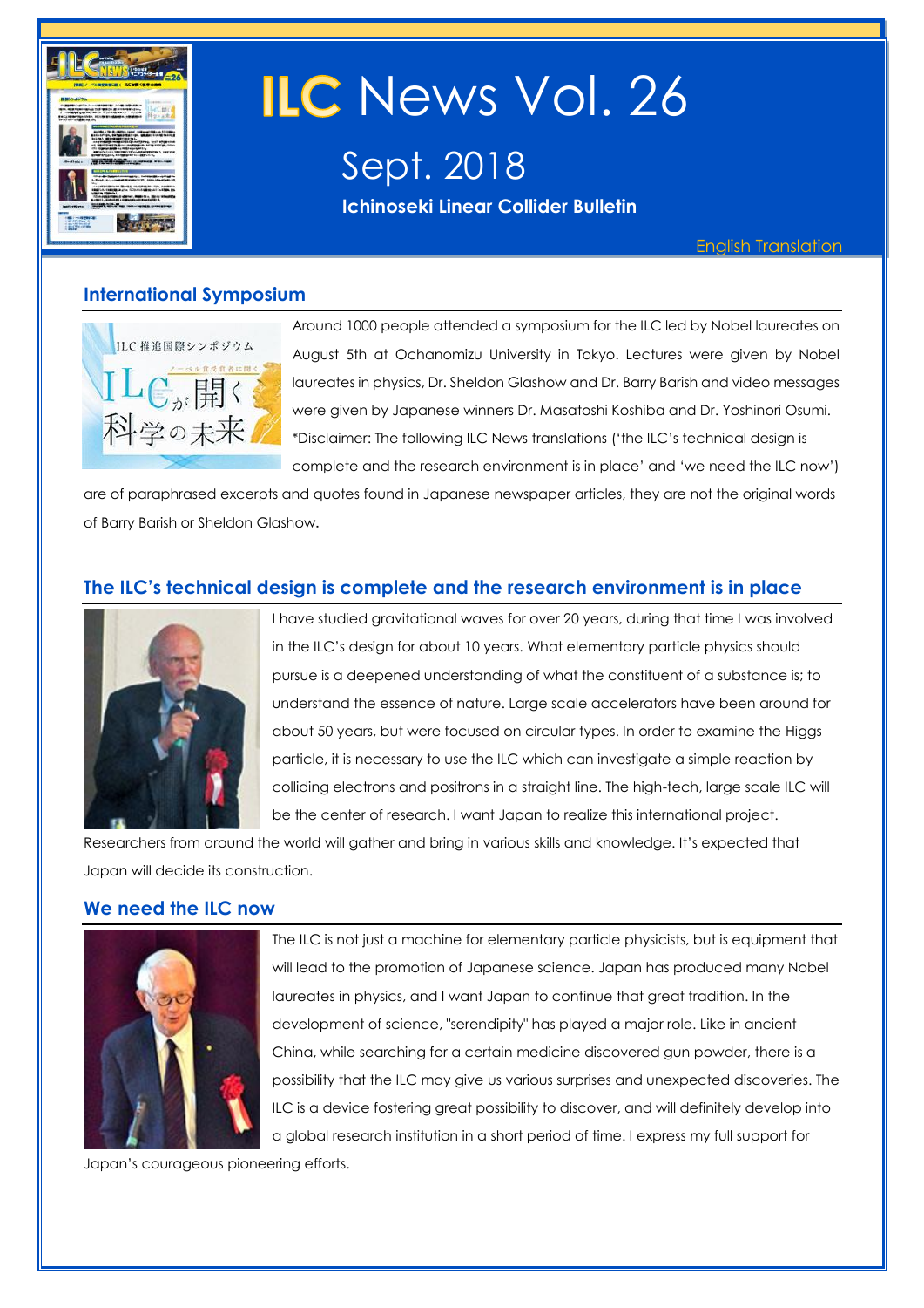# ILC News Vol. 26

## Sept. 2018

**Ichinoseki Linear Collider Bulletin**

English Translation

## International Symposium

Around 1000 people attended a symposium for the ILC led by Nobel laureates on August 5th at Ochanomizu University in Tokyo. Lectures were given by Nobel laureates in physics, Dr. Sheldon Glashow and Dr. Barry Barish and video messages were given by Japanese winners Dr. Masatoshi Koshiba and Dr. Yoshinori Osumi. *Disclaimer: The following ILC News translations ('the ILC's technical design is complete and the research environment is in place' and 'we need the ILC now') are of paraphrased excerpts and quotes found in Japanese newspaper articles, they are not the original words of Barry Barish or Sheldon Glashow.

## The ILC's technical design is complete and the research environment is in place

I have studied gravitational waves for over 20 years, during that time I was involved in the ILC's design for about 10 years. What elementary particle physics should pursue is a deepened understanding of what the constituent of a substance is; to understand the essence of nature. Large scale accelerators have been around for about 50 years, but were focused on circular types. In order to examine the Higgs particle, it is necessary to use the ILC which can investigate a simple reaction by colliding electrons and positrons in a straight line. The high-tech, large scale ILC will be the center of research. I want Japan to realize this international project. Researchers from around the world will gather and bring in various skills and knowledge. It's expected that Japan will decide its construction.

## We need the ILC now

The ILC is not just a machine for elementary particle physicists, but is equipment that will lead to the promotion of Japanese science. Japan has produced many Nobel laureates in physics, and I want Japan to continue that great tradition. In the development of science, "serendipity" has played a major role. Like in ancient China, while searching for a certain medicine discovered gun powder, there is a possibility that the ILC may give us various surprises and unexpected discoveries. The ILC is a device fostering great possibility to discover, and will definitely develop into a global research institution in a short period of time. I express my full support for Japan's courageous pioneering efforts.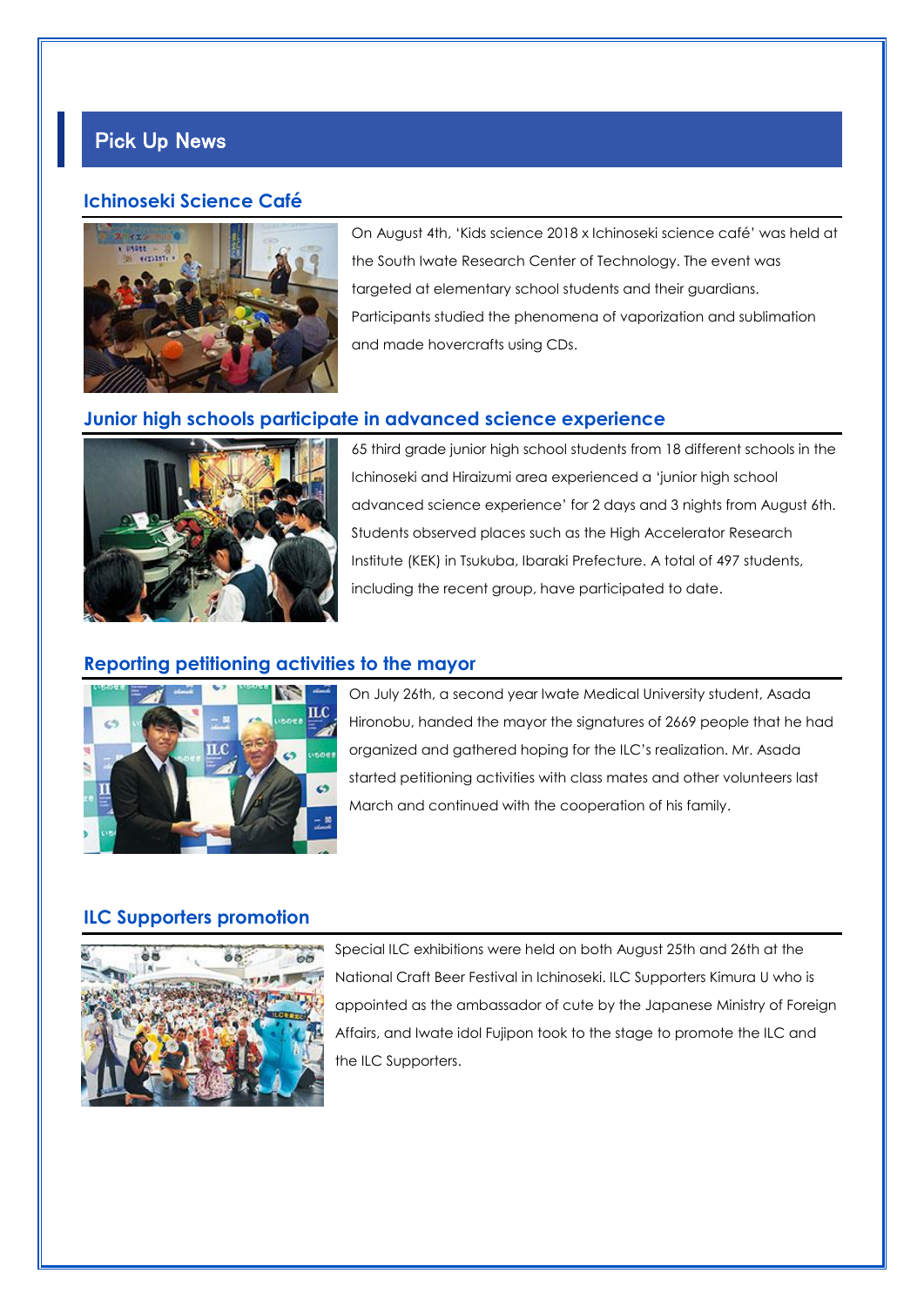## Pick Up News

### Ichinoseki Science Café

On August 4th, 'Kids science 2018 x Ichinoseki science café' was held at the South Iwate Research Center of Technology. The event was targeted at elementary school students and their guardians. Participants studied the phenomena of vaporization and sublimation and made hovercrafts using CDs.

### Junior high schools participate in advanced science experience

65 third grade junior high school students from 18 different schools in the Ichinoseki and Hiraizumi area experienced a 'junior high school advanced science experience' for 2 days and 3 nights from August 6th. Students observed places such as the High Accelerator Research Institute (KEK) in Tsukuba, Ibaraki Prefecture. A total of 497 students, including the recent group, have participated to date.

### Reporting petitioning activities to the mayor

On July 26th, a second year Iwate Medical University student, Asada Hironobu, handed the mayor the signatures of 2669 people that he had organized and gathered hoping for the ILC's realization. Mr. Asada started petitioning activities with class mates and other volunteers last March and continued with the cooperation of his family.

### ILC Supporters promotion

Special ILC exhibitions were held on both August 25th and 26th at the National Craft Beer Festival in Ichinoseki. ILC Supporters Kimura U who is appointed as the ambassador of cute by the Japanese Ministry of Foreign Affairs, and Iwate idol Fujipon took to the stage to promote the ILC and the ILC Supporters.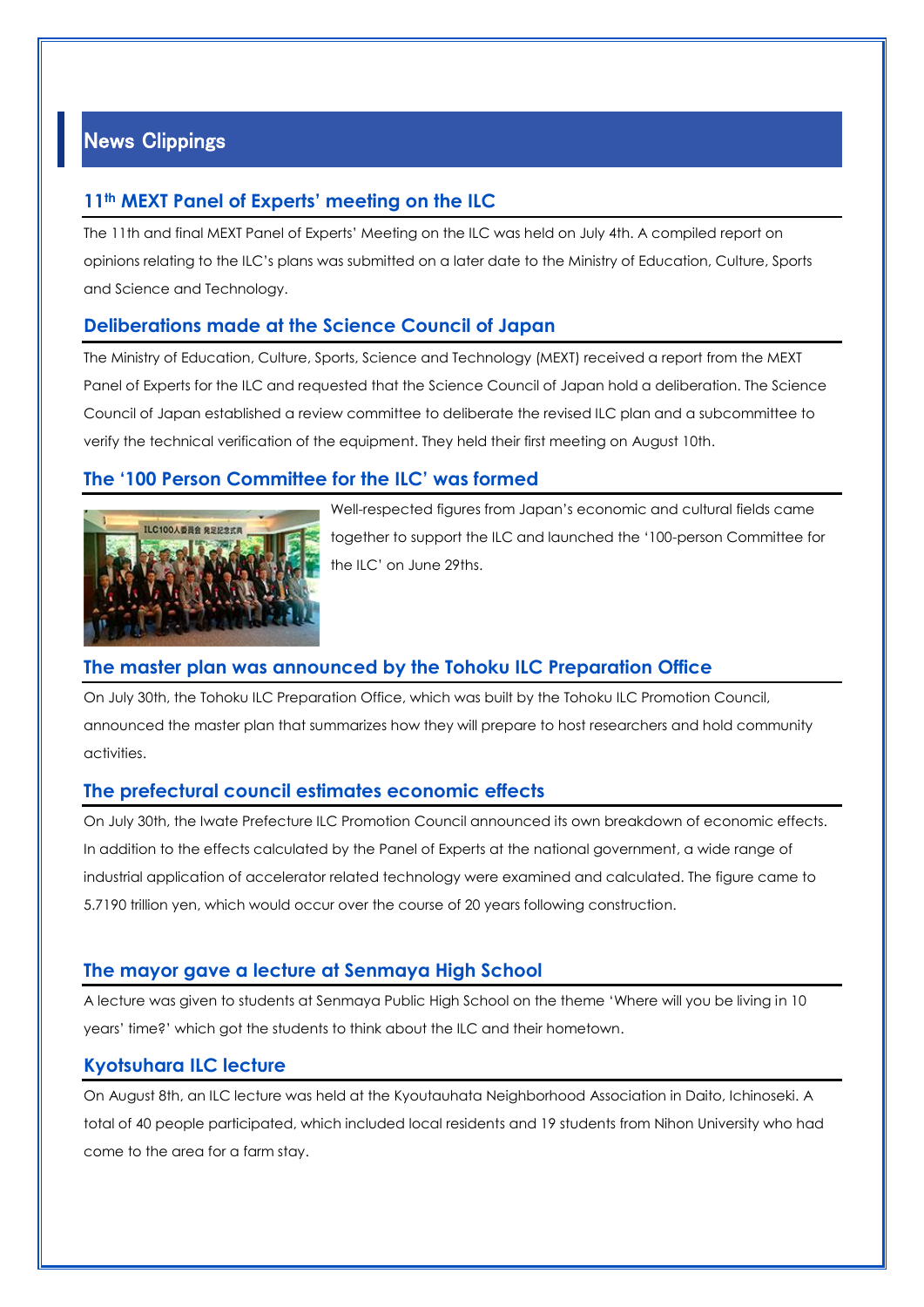## News Clippings

### 11th MEXT Panel of Experts' meeting on the ILC

The 11th and final MEXT Panel of Experts' Meeting on the ILC was held on July 4th. A compiled report on opinions relating to the ILC's plans was submitted on a later date to the Ministry of Education, Culture, Sports and Science and Technology.

### Deliberations made at the Science Council of Japan

The Ministry of Education, Culture, Sports, Science and Technology (MEXT) received a report from the MEXT Panel of Experts for the ILC and requested that the Science Council of Japan hold a deliberation. The Science Council of Japan established a review committee to deliberate the revised ILC plan and a subcommittee to verify the technical verification of the equipment. They held their first meeting on August 10th.

### The '100 Person Committee for the ILC' was formed

Well-respected figures from Japan's economic and cultural fields came together to support the ILC and launched the '100-person Committee for the ILC' on June 29ths.

### The master plan was announced by the Tohoku ILC Preparation Office

On July 30th, the Tohoku ILC Preparation Office, which was built by the Tohoku ILC Promotion Council, announced the master plan that summarizes how they will prepare to host researchers and hold community activities.

### The prefectural council estimates economic effects

On July 30th, the Iwate Prefecture ILC Promotion Council announced its own breakdown of economic effects. In addition to the effects calculated by the Panel of Experts at the national government, a wide range of industrial application of accelerator related technology were examined and calculated. The figure came to 5.7190 trillion yen, which would occur over the course of 20 years following construction.

### The mayor gave a lecture at Senmaya High School

A lecture was given to students at Senmaya Public High School on the theme 'Where will you be living in 10 years' time?' which got the students to think about the ILC and their hometown.

### Kyotsuhara ILC lecture

On August 8th, an ILC lecture was held at the Kyoutauhata Neighborhood Association in Daito, Ichinoseki. A total of 40 people participated, which included local residents and 19 students from Nihon University who had come to the area for a farm stay.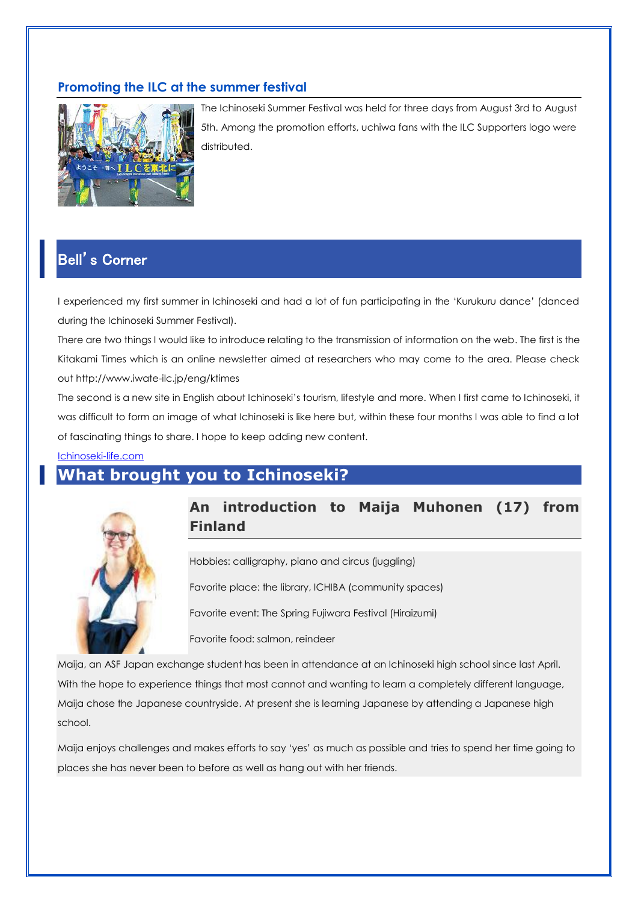## Promoting the ILC at the summer festival

The Ichinoseki Summer Festival was held for three days from August 3rd to August 5th. Among the promotion efforts, uchiwa fans with the ILC Supporters logo were distributed.

## Bell's Corner

I experienced my first summer in Ichinoseki and had a lot of fun participating in the 'Kurukuru dance' (danced during the Ichinoseki Summer Festival).

There are two things I would like to introduce relating to the transmission of information on the web. The first is the Kitakami Times which is an online newsletter aimed at researchers who may come to the area. Please check out http://www.iwate-ilc.jp/eng/ktimes

The second is a new site in English about Ichinoseki's tourism, lifestyle and more. When I first came to Ichinoseki, it was difficult to form an image of what Ichinoseki is like here but, within these four months I was able to find a lot of fascinating things to share. I hope to keep adding new content.

Ichinoseki-life.com

## What brought you to Ichinoseki?

### An introduction to Maija Muhonen (17) from Finland

Hobbies: calligraphy, piano and circus (juggling)

Favorite place: the library, ICHIBA (community spaces)

Favorite event: The Spring Fujiwara Festival (Hiraizumi)

Favorite food: salmon, reindeer

Maija, an ASF Japan exchange student has been in attendance at an Ichinoseki high school since last April. With the hope to experience things that most cannot and wanting to learn a completely different language, Maija chose the Japanese countryside. At present she is learning Japanese by attending a Japanese high school.

Maija enjoys challenges and makes efforts to say 'yes' as much as possible and tries to spend her time going to places she has never been to before as well as hang out with her friends.